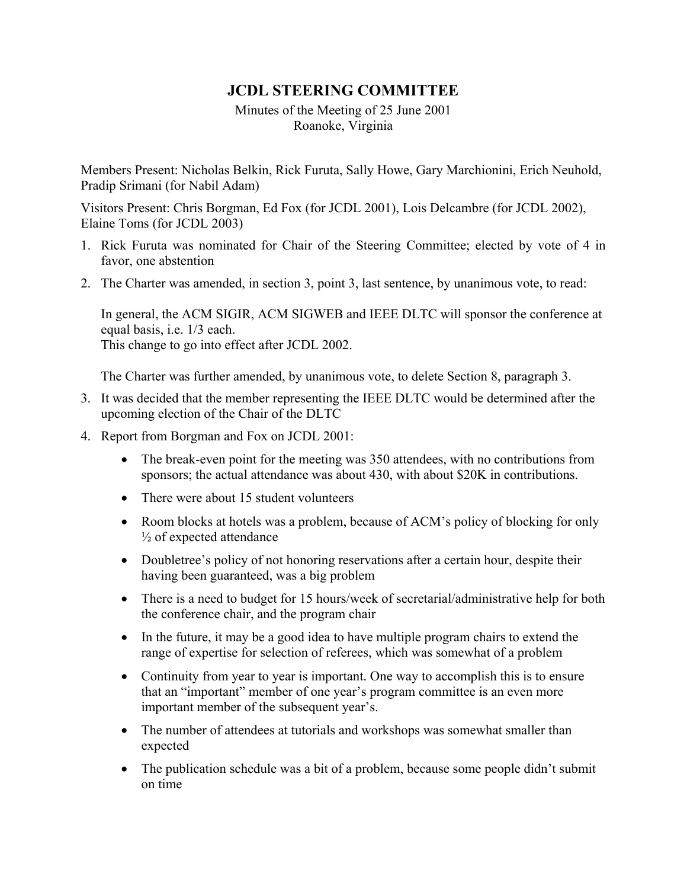# JCDL STEERING COMMITTEE

Minutes of the Meeting of 25 June 2001
Roanoke, Virginia

Members Present: Nicholas Belkin, Rick Furuta, Sally Howe, Gary Marchionini, Erich Neuhold, Pradip Srimani (for Nabil Adam)

Visitors Present: Chris Borgman, Ed Fox (for JCDL 2001), Lois Delcambre (for JCDL 2002), Elaine Toms (for JCDL 2003)

1. Rick Furuta was nominated for Chair of the Steering Committee; elected by vote of 4 in favor, one abstention
2. The Charter was amended, in section 3, point 3, last sentence, by unanimous vote, to read:

   In general, the ACM SIGIR, ACM SIGWEB and IEEE DLTC will sponsor the conference at equal basis, i.e. 1/3 each.
   This change to go into effect after JCDL 2002.

   The Charter was further amended, by unanimous vote, to delete Section 8, paragraph 3.
3. It was decided that the member representing the IEEE DLTC would be determined after the upcoming election of the Chair of the DLTC
4. Report from Borgman and Fox on JCDL 2001:
   - The break-even point for the meeting was 350 attendees, with no contributions from sponsors; the actual attendance was about 430, with about $20K in contributions.
   - There were about 15 student volunteers
   - Room blocks at hotels was a problem, because of ACM's policy of blocking for only ½ of expected attendance
   - Doubletree's policy of not honoring reservations after a certain hour, despite their having been guaranteed, was a big problem
   - There is a need to budget for 15 hours/week of secretarial/administrative help for both the conference chair, and the program chair
   - In the future, it may be a good idea to have multiple program chairs to extend the range of expertise for selection of referees, which was somewhat of a problem
   - Continuity from year to year is important. One way to accomplish this is to ensure that an "important" member of one year's program committee is an even more important member of the subsequent year's.
   - The number of attendees at tutorials and workshops was somewhat smaller than expected
   - The publication schedule was a bit of a problem, because some people didn't submit on time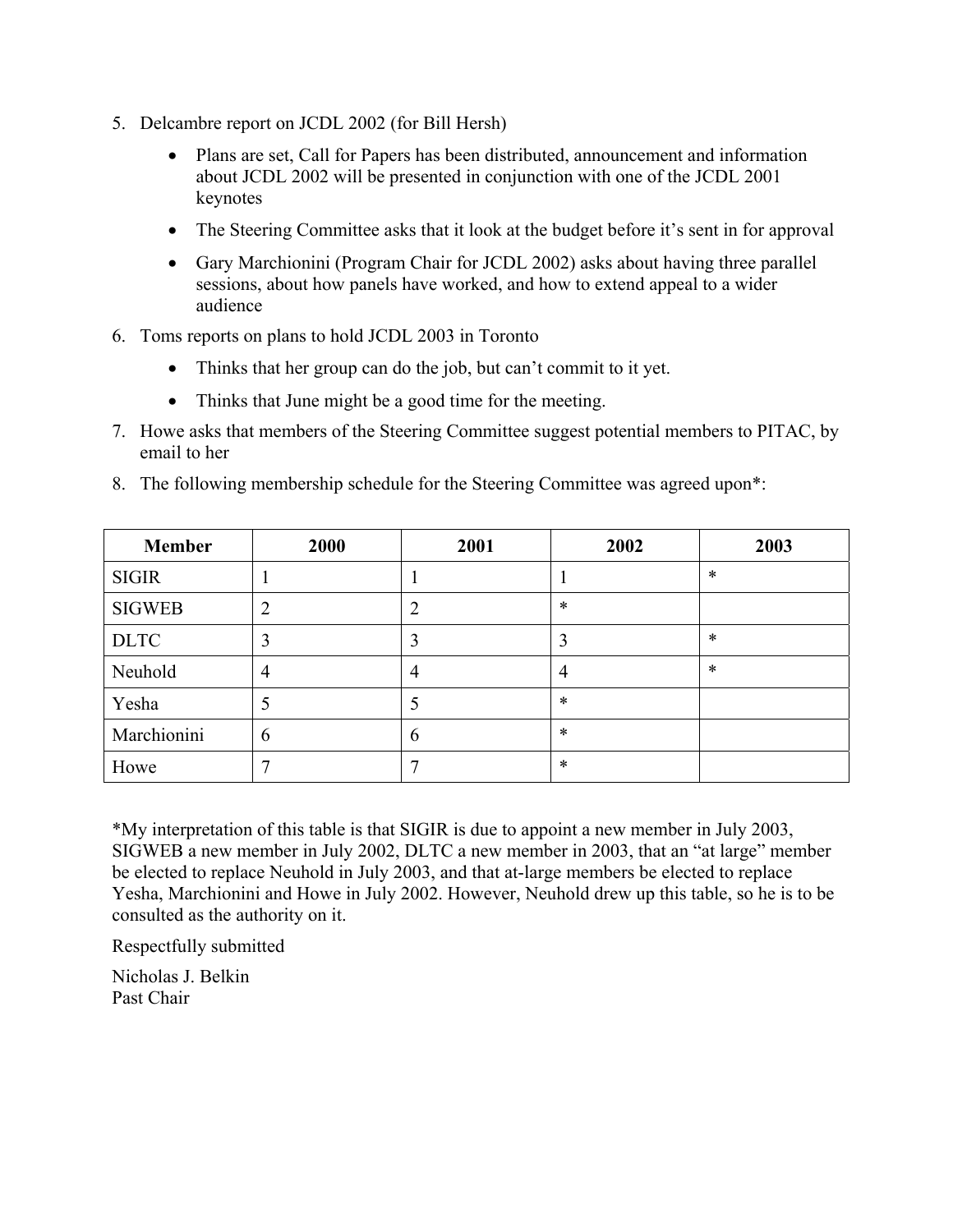5. Delcambre report on JCDL 2002 (for Bill Hersh)

    - Plans are set, Call for Papers has been distributed, announcement and information about JCDL 2002 will be presented in conjunction with one of the JCDL 2001 keynotes
    - The Steering Committee asks that it look at the budget before it's sent in for approval
    - Gary Marchionini (Program Chair for JCDL 2002) asks about having three parallel sessions, about how panels have worked, and how to extend appeal to a wider audience

6. Toms reports on plans to hold JCDL 2003 in Toronto

    - Thinks that her group can do the job, but can't commit to it yet.
    - Thinks that June might be a good time for the meeting.

7. Howe asks that members of the Steering Committee suggest potential members to PITAC, by email to her

8. The following membership schedule for the Steering Committee was agreed upon*:

| Member | 2000 | 2001 | 2002 | 2003 |
|---|---|---|---|---|
| SIGIR | 1 | 1 | 1 | * |
| SIGWEB | 2 | 2 | * | |
| DLTC | 3 | 3 | 3 | * |
| Neuhold | 4 | 4 | 4 | * |
| Yesha | 5 | 5 | * | |
| Marchionini | 6 | 6 | * | |
| Howe | 7 | 7 | * | |

*My interpretation of this table is that SIGIR is due to appoint a new member in July 2003, SIGWEB a new member in July 2002, DLTC a new member in 2003, that an "at large" member be elected to replace Neuhold in July 2003, and that at-large members be elected to replace Yesha, Marchionini and Howe in July 2002. However, Neuhold drew up this table, so he is to be consulted as the authority on it.

Respectfully submitted

Nicholas J. Belkin
Past Chair